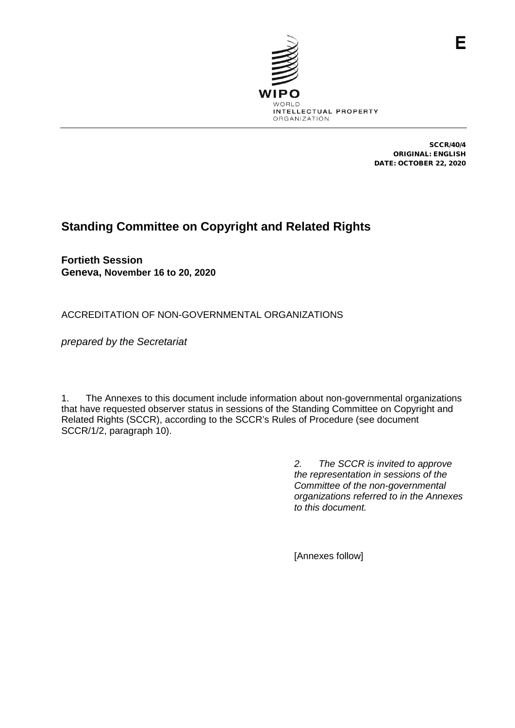E

WIPO
WORLD
INTELLECTUAL PROPERTY
ORGANIZATION

SCCR/40/4
ORIGINAL: ENGLISH
DATE: OCTOBER 22, 2020

# Standing Committee on Copyright and Related Rights

**Fortieth Session**
**Geneva, November 16 to 20, 2020**

ACCREDITATION OF NON-GOVERNMENTAL ORGANIZATIONS

*prepared by the Secretariat*

1. The Annexes to this document include information about non-governmental organizations that have requested observer status in sessions of the Standing Committee on Copyright and Related Rights (SCCR), according to the SCCR's Rules of Procedure (see document SCCR/1/2, paragraph 10).

*2. The SCCR is invited to approve the representation in sessions of the Committee of the non-governmental organizations referred to in the Annexes to this document.*

[Annexes follow]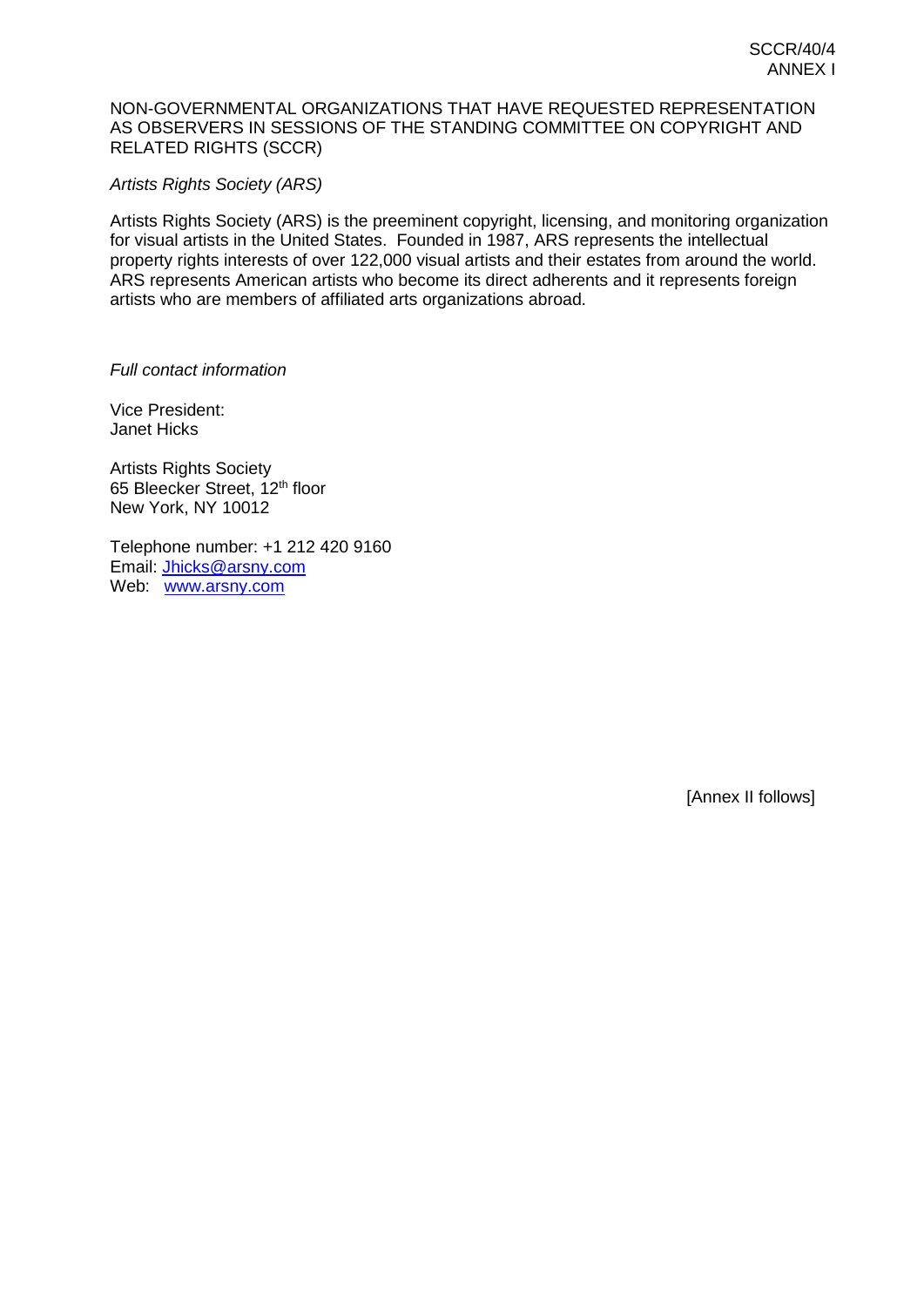NON-GOVERNMENTAL ORGANIZATIONS THAT HAVE REQUESTED REPRESENTATION AS OBSERVERS IN SESSIONS OF THE STANDING COMMITTEE ON COPYRIGHT AND RELATED RIGHTS (SCCR)

*Artists Rights Society (ARS)*

Artists Rights Society (ARS) is the preeminent copyright, licensing, and monitoring organization for visual artists in the United States. Founded in 1987, ARS represents the intellectual property rights interests of over 122,000 visual artists and their estates from around the world. ARS represents American artists who become its direct adherents and it represents foreign artists who are members of affiliated arts organizations abroad.

*Full contact information*

Vice President:
Janet Hicks

Artists Rights Society
65 Bleecker Street, 12th floor
New York, NY 10012

Telephone number: +1 212 420 9160
Email: Jhicks@arsny.com
Web: www.arsny.com

[Annex II follows]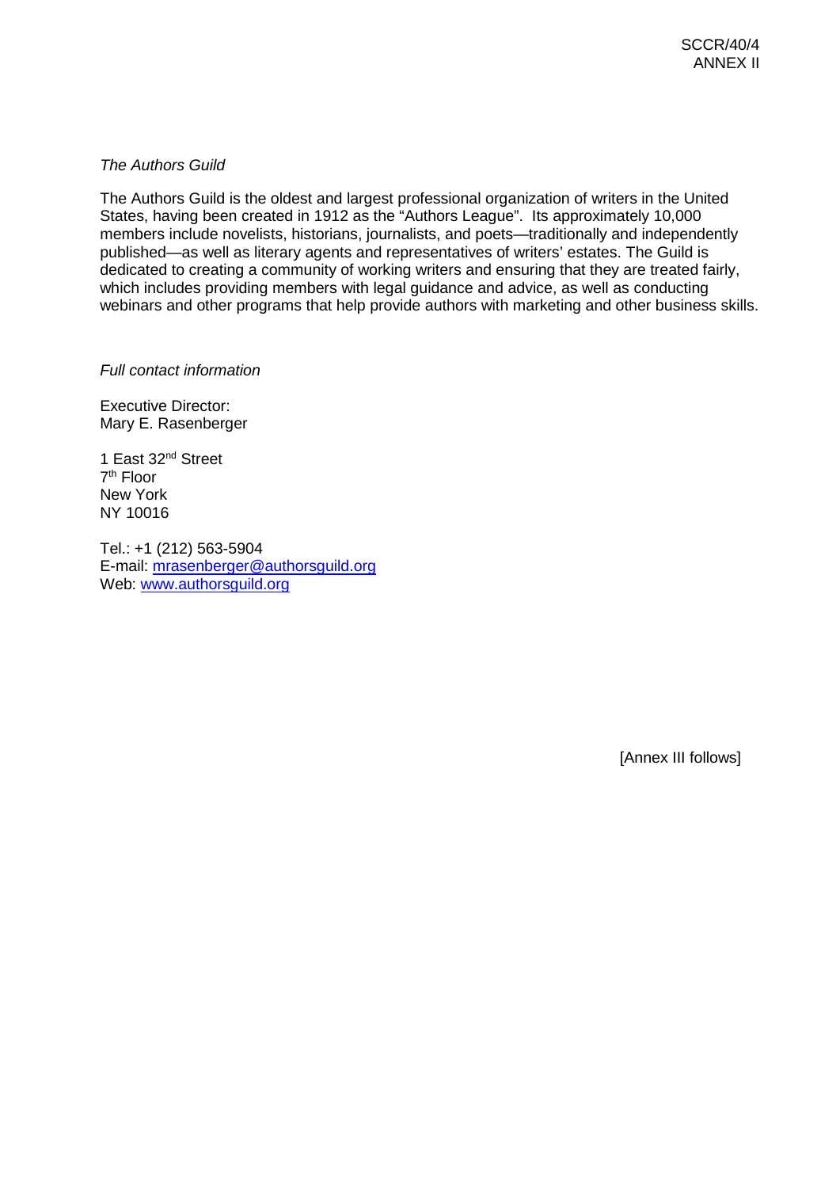*The Authors Guild*

The Authors Guild is the oldest and largest professional organization of writers in the United States, having been created in 1912 as the "Authors League". Its approximately 10,000 members include novelists, historians, journalists, and poets—traditionally and independently published—as well as literary agents and representatives of writers' estates. The Guild is dedicated to creating a community of working writers and ensuring that they are treated fairly, which includes providing members with legal guidance and advice, as well as conducting webinars and other programs that help provide authors with marketing and other business skills.

*Full contact information*

Executive Director:
Mary E. Rasenberger

1 East 32nd Street
7th Floor
New York
NY 10016

Tel.: +1 (212) 563-5904
E-mail: mrasenberger@authorsguild.org
Web: www.authorsguild.org

[Annex III follows]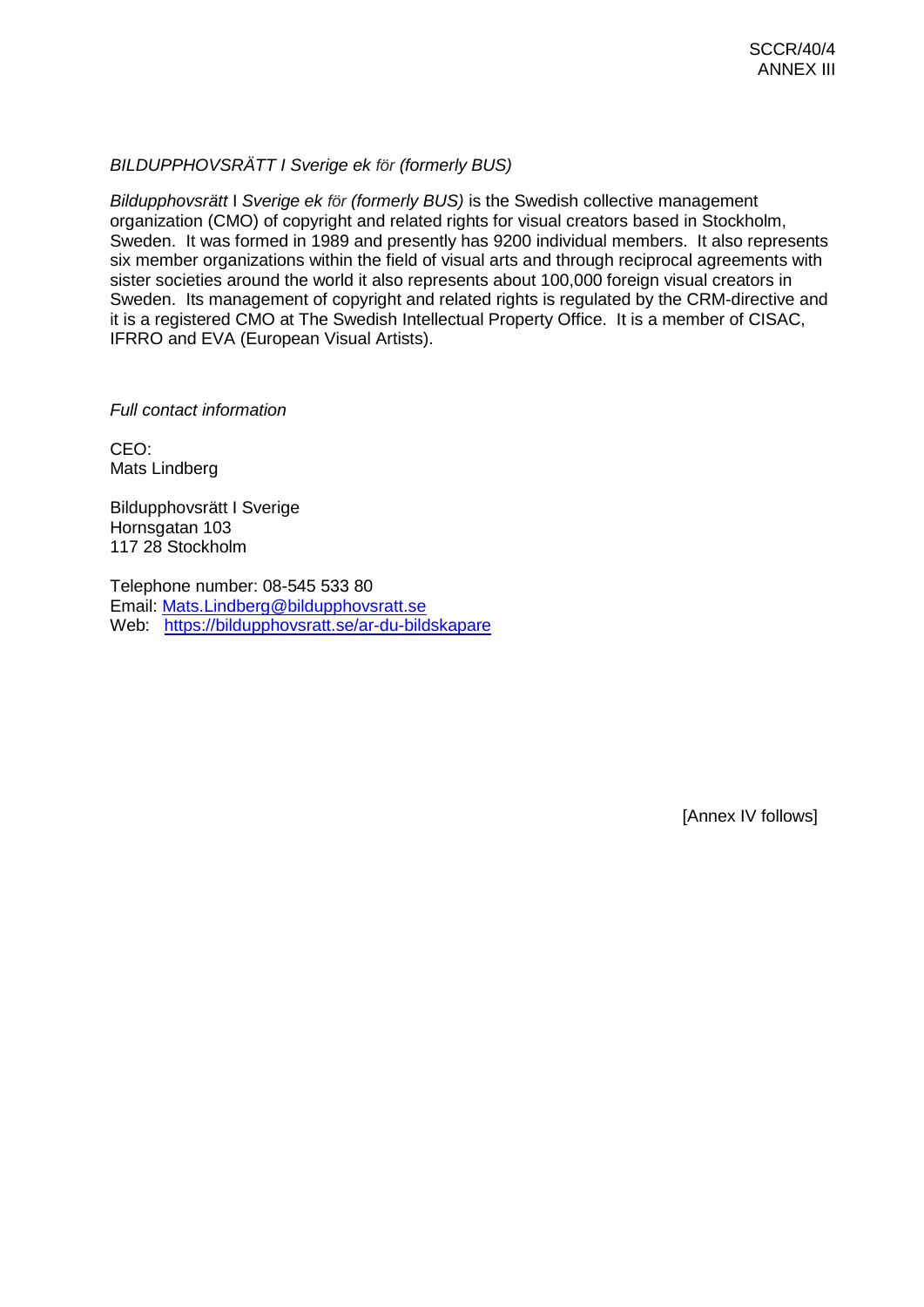*BILDUPPHOVSRÄTT I Sverige ek för (formerly BUS)*

*Bildupphovsrätt* I *Sverige ek för (formerly BUS)* is the Swedish collective management organization (CMO) of copyright and related rights for visual creators based in Stockholm, Sweden. It was formed in 1989 and presently has 9200 individual members. It also represents six member organizations within the field of visual arts and through reciprocal agreements with sister societies around the world it also represents about 100,000 foreign visual creators in Sweden. Its management of copyright and related rights is regulated by the CRM-directive and it is a registered CMO at The Swedish Intellectual Property Office. It is a member of CISAC, IFRRO and EVA (European Visual Artists).

*Full contact information*

CEO:
Mats Lindberg

Bildupphovsrätt I Sverige
Hornsgatan 103
117 28 Stockholm

Telephone number: 08-545 533 80
Email: Mats.Lindberg@bildupphovsratt.se
Web: https://bildupphovsratt.se/ar-du-bildskapare

[Annex IV follows]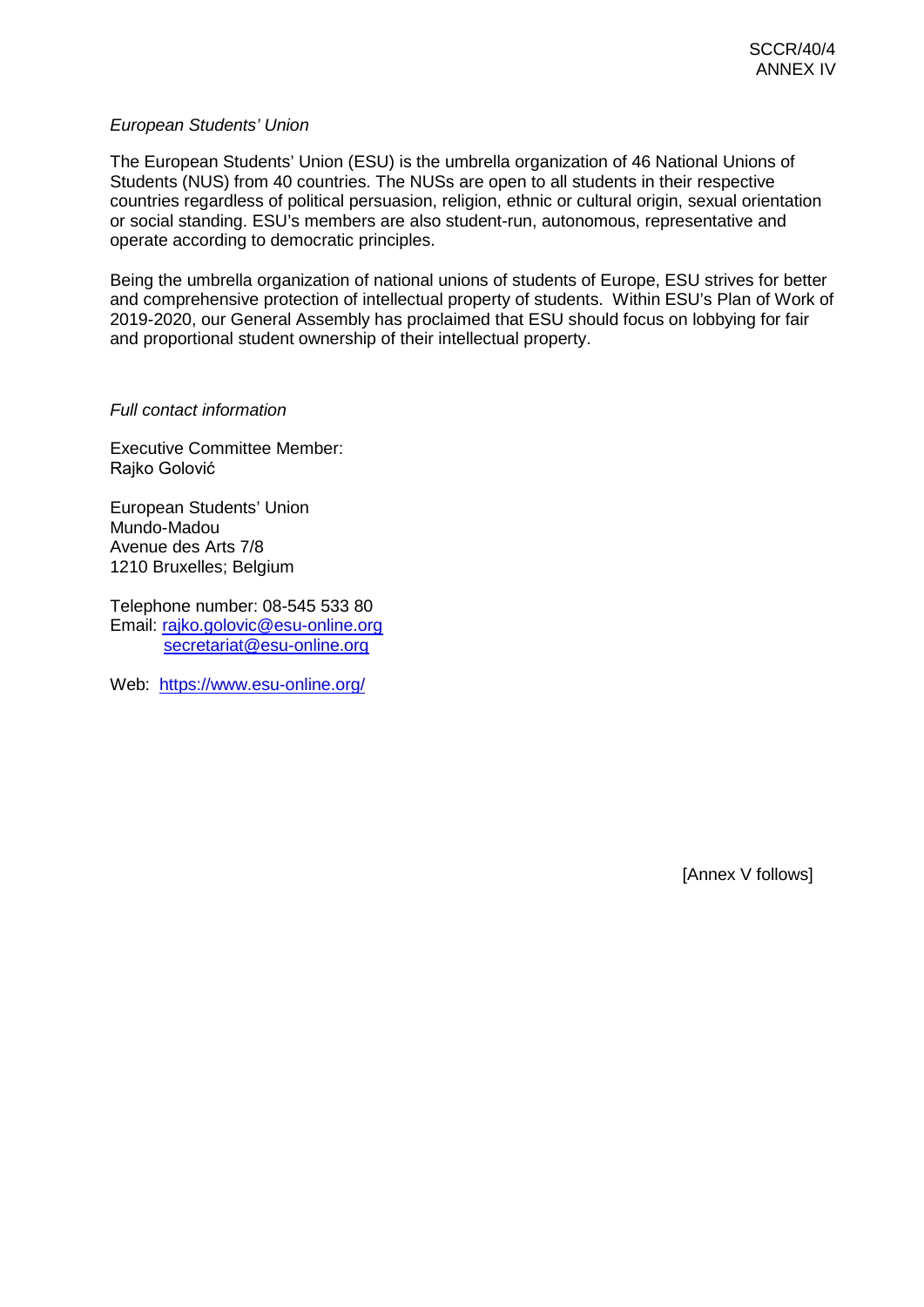*European Students' Union*

The European Students' Union (ESU) is the umbrella organization of 46 National Unions of Students (NUS) from 40 countries. The NUSs are open to all students in their respective countries regardless of political persuasion, religion, ethnic or cultural origin, sexual orientation or social standing. ESU's members are also student-run, autonomous, representative and operate according to democratic principles.

Being the umbrella organization of national unions of students of Europe, ESU strives for better and comprehensive protection of intellectual property of students. Within ESU's Plan of Work of 2019-2020, our General Assembly has proclaimed that ESU should focus on lobbying for fair and proportional student ownership of their intellectual property.

*Full contact information*

Executive Committee Member:
Rajko Golović

European Students' Union
Mundo-Madou
Avenue des Arts 7/8
1210 Bruxelles; Belgium

Telephone number: 08-545 533 80
Email: rajko.golovic@esu-online.org
secretariat@esu-online.org

Web: https://www.esu-online.org/

[Annex V follows]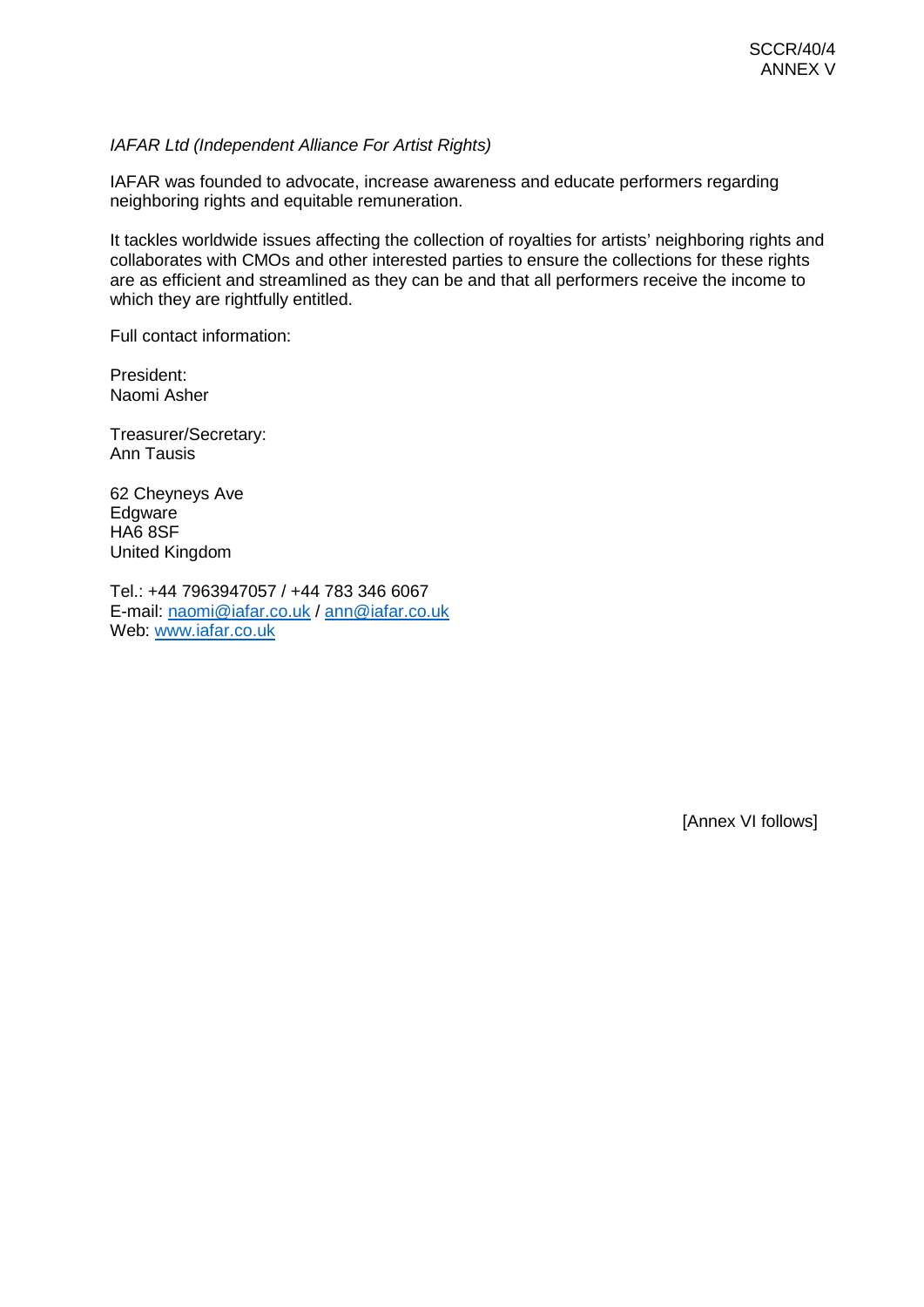*IAFAR Ltd (Independent Alliance For Artist Rights)*

IAFAR was founded to advocate, increase awareness and educate performers regarding neighboring rights and equitable remuneration.

It tackles worldwide issues affecting the collection of royalties for artists' neighboring rights and collaborates with CMOs and other interested parties to ensure the collections for these rights are as efficient and streamlined as they can be and that all performers receive the income to which they are rightfully entitled.

Full contact information:

President:
Naomi Asher

Treasurer/Secretary:
Ann Tausis

62 Cheyneys Ave
Edgware
HA6 8SF
United Kingdom

Tel.: +44 7963947057 / +44 783 346 6067
E-mail: naomi@iafar.co.uk / ann@iafar.co.uk
Web: www.iafar.co.uk

[Annex VI follows]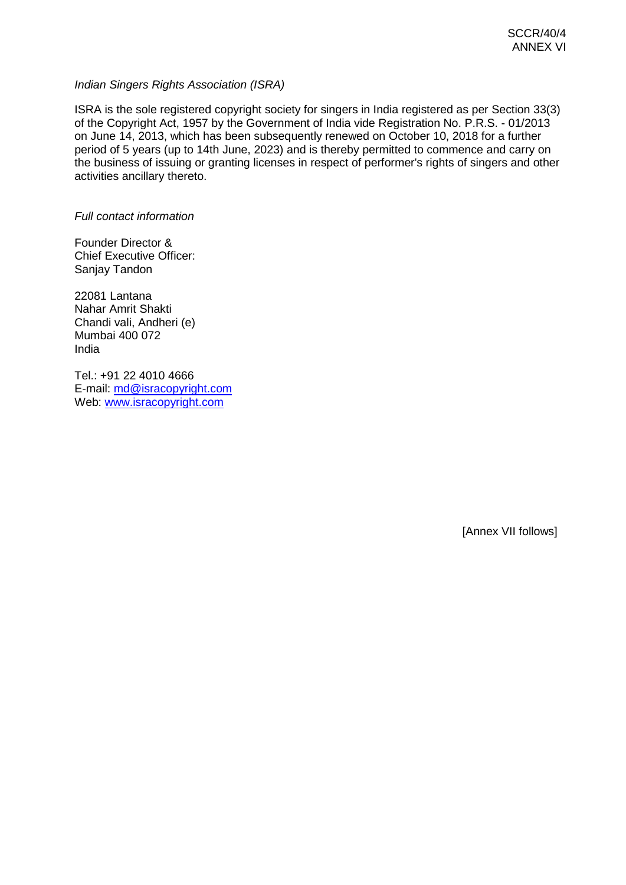*Indian Singers Rights Association (ISRA)*

ISRA is the sole registered copyright society for singers in India registered as per Section 33(3) of the Copyright Act, 1957 by the Government of India vide Registration No. P.R.S. - 01/2013 on June 14, 2013, which has been subsequently renewed on October 10, 2018 for a further period of 5 years (up to 14th June, 2023) and is thereby permitted to commence and carry on the business of issuing or granting licenses in respect of performer's rights of singers and other activities ancillary thereto.

*Full contact information*

Founder Director &
Chief Executive Officer:
Sanjay Tandon

22081 Lantana
Nahar Amrit Shakti
Chandi vali, Andheri (e)
Mumbai 400 072
India

Tel.: +91 22 4010 4666
E-mail: md@isracopyright.com
Web: www.isracopyright.com

[Annex VII follows]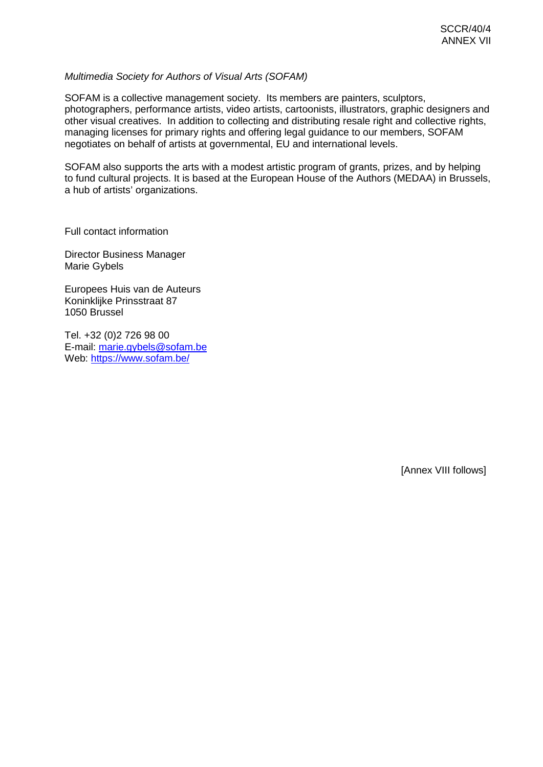*Multimedia Society for Authors of Visual Arts (SOFAM)*

SOFAM is a collective management society. Its members are painters, sculptors, photographers, performance artists, video artists, cartoonists, illustrators, graphic designers and other visual creatives. In addition to collecting and distributing resale right and collective rights, managing licenses for primary rights and offering legal guidance to our members, SOFAM negotiates on behalf of artists at governmental, EU and international levels.

SOFAM also supports the arts with a modest artistic program of grants, prizes, and by helping to fund cultural projects. It is based at the European House of the Authors (MEDAA) in Brussels, a hub of artists' organizations.

Full contact information

Director Business Manager
Marie Gybels

Europees Huis van de Auteurs
Koninklijke Prinsstraat 87
1050 Brussel

Tel. +32 (0)2 726 98 00
E-mail: marie.gybels@sofam.be
Web: https://www.sofam.be/

[Annex VIII follows]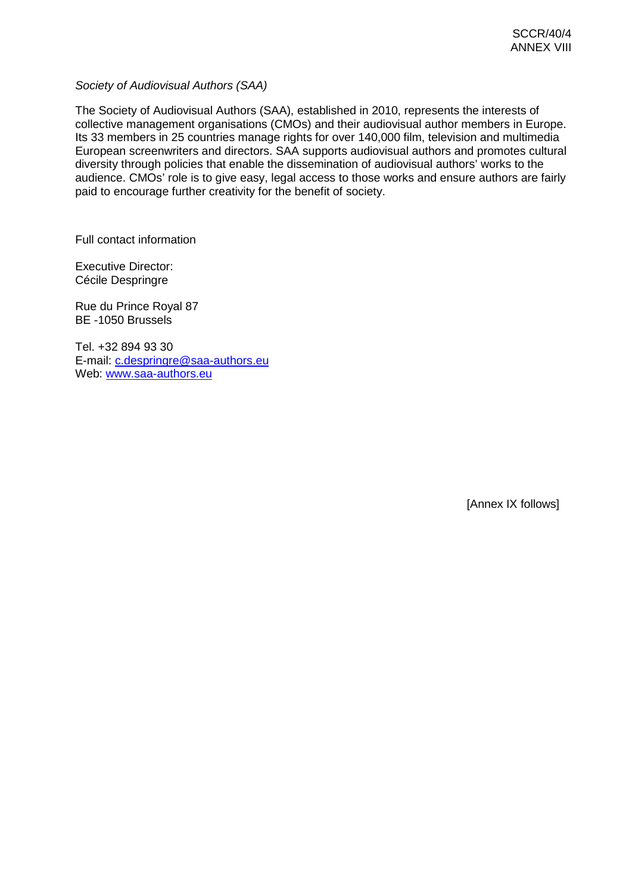*Society of Audiovisual Authors (SAA)*

The Society of Audiovisual Authors (SAA), established in 2010, represents the interests of collective management organisations (CMOs) and their audiovisual author members in Europe. Its 33 members in 25 countries manage rights for over 140,000 film, television and multimedia European screenwriters and directors. SAA supports audiovisual authors and promotes cultural diversity through policies that enable the dissemination of audiovisual authors' works to the audience. CMOs' role is to give easy, legal access to those works and ensure authors are fairly paid to encourage further creativity for the benefit of society.

Full contact information

Executive Director:
Cécile Despringre

Rue du Prince Royal 87
BE -1050 Brussels

Tel. +32 894 93 30
E-mail: c.despringre@saa-authors.eu
Web: www.saa-authors.eu

[Annex IX follows]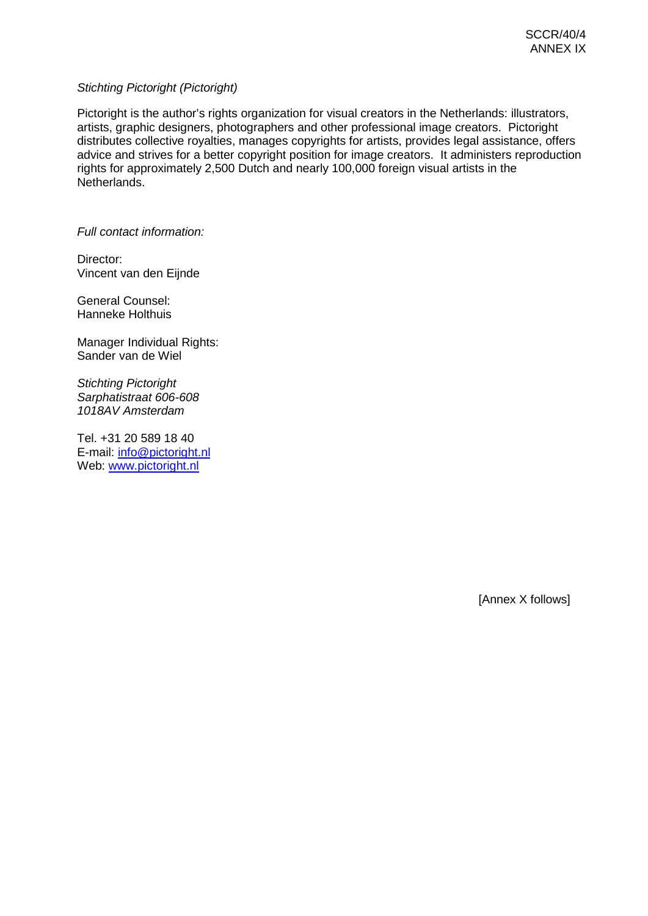*Stichting Pictoright (Pictoright)*

Pictoright is the author's rights organization for visual creators in the Netherlands: illustrators, artists, graphic designers, photographers and other professional image creators. Pictoright distributes collective royalties, manages copyrights for artists, provides legal assistance, offers advice and strives for a better copyright position for image creators. It administers reproduction rights for approximately 2,500 Dutch and nearly 100,000 foreign visual artists in the Netherlands.

*Full contact information:*

Director:
Vincent van den Eijnde

General Counsel:
Hanneke Holthuis

Manager Individual Rights:
Sander van de Wiel

*Stichting Pictoright*
*Sarphatistraat 606-608*
*1018AV Amsterdam*

Tel. +31 20 589 18 40
E-mail: info@pictoright.nl
Web: www.pictoright.nl

[Annex X follows]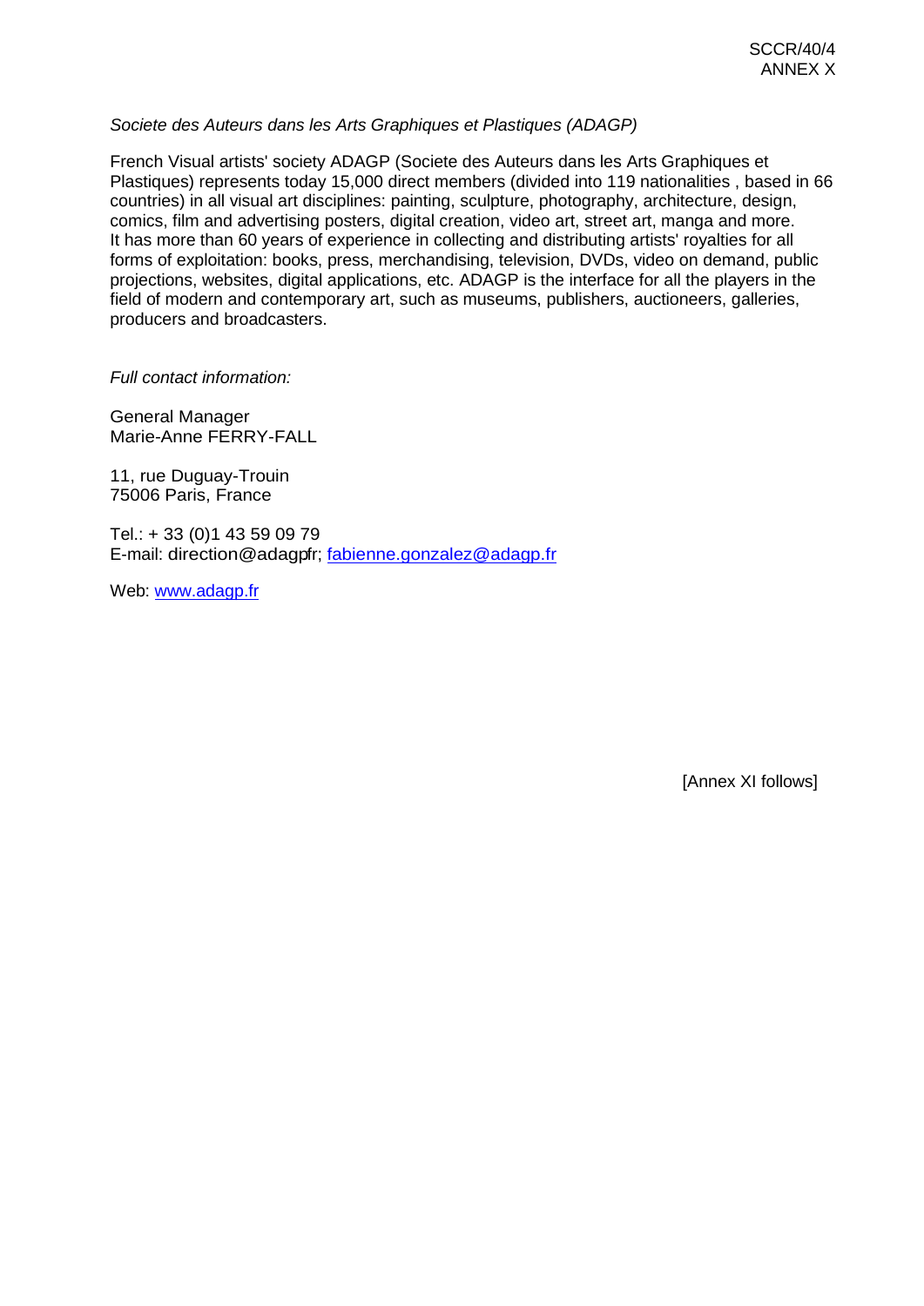*Societe des Auteurs dans les Arts Graphiques et Plastiques (ADAGP)*

French Visual artists' society ADAGP (Societe des Auteurs dans les Arts Graphiques et Plastiques) represents today 15,000 direct members (divided into 119 nationalities , based in 66 countries) in all visual art disciplines: painting, sculpture, photography, architecture, design, comics, film and advertising posters, digital creation, video art, street art, manga and more. It has more than 60 years of experience in collecting and distributing artists' royalties for all forms of exploitation: books, press, merchandising, television, DVDs, video on demand, public projections, websites, digital applications, etc. ADAGP is the interface for all the players in the field of modern and contemporary art, such as museums, publishers, auctioneers, galleries, producers and broadcasters.

*Full contact information:*

General Manager
Marie-Anne FERRY-FALL

11, rue Duguay-Trouin
75006 Paris, France

Tel.: + 33 (0)1 43 59 09 79
E-mail: direction@adagpfr; fabienne.gonzalez@adagp.fr

Web: www.adagp.fr

[Annex XI follows]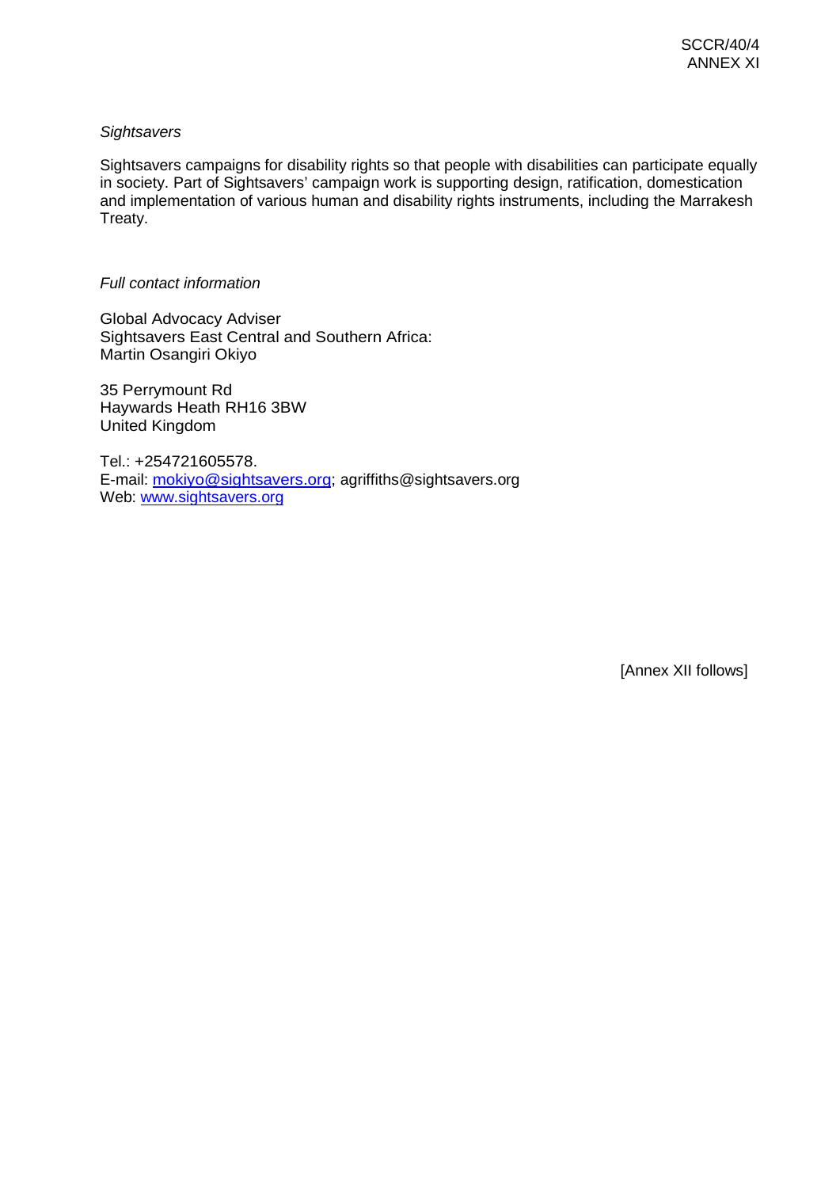*Sightsavers*

Sightsavers campaigns for disability rights so that people with disabilities can participate equally in society. Part of Sightsavers' campaign work is supporting design, ratification, domestication and implementation of various human and disability rights instruments, including the Marrakesh Treaty.

*Full contact information*

Global Advocacy Adviser
Sightsavers East Central and Southern Africa:
Martin Osangiri Okiyo

35 Perrymount Rd
Haywards Heath RH16 3BW
United Kingdom

Tel.: +254721605578.
E-mail: mokiyo@sightsavers.org; agriffiths@sightsavers.org
Web: www.sightsavers.org

[Annex XII follows]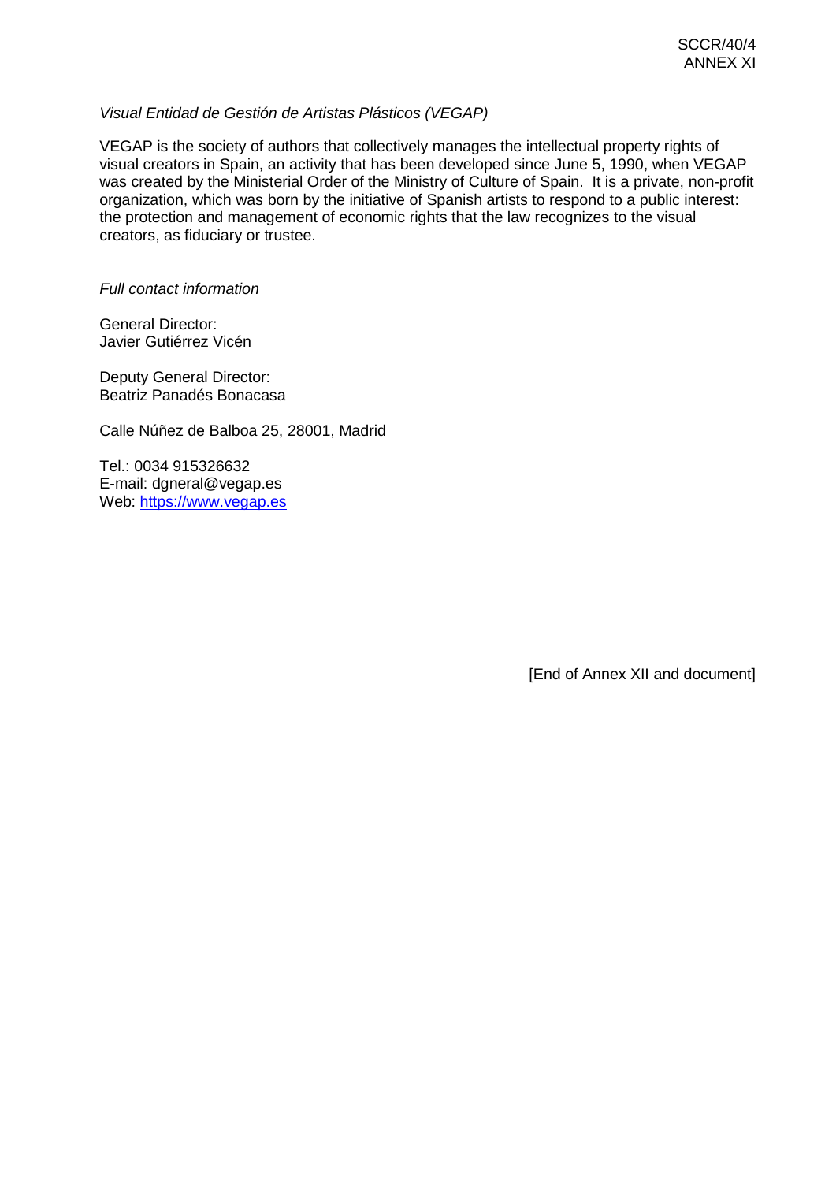*Visual Entidad de Gestión de Artistas Plásticos (VEGAP)*

VEGAP is the society of authors that collectively manages the intellectual property rights of visual creators in Spain, an activity that has been developed since June 5, 1990, when VEGAP was created by the Ministerial Order of the Ministry of Culture of Spain. It is a private, non-profit organization, which was born by the initiative of Spanish artists to respond to a public interest: the protection and management of economic rights that the law recognizes to the visual creators, as fiduciary or trustee.

*Full contact information*

General Director:
Javier Gutiérrez Vicén

Deputy General Director:
Beatriz Panadés Bonacasa

Calle Núñez de Balboa 25, 28001, Madrid

Tel.: 0034 915326632
E-mail: dgneral@vegap.es
Web: https://www.vegap.es

[End of Annex XII and document]